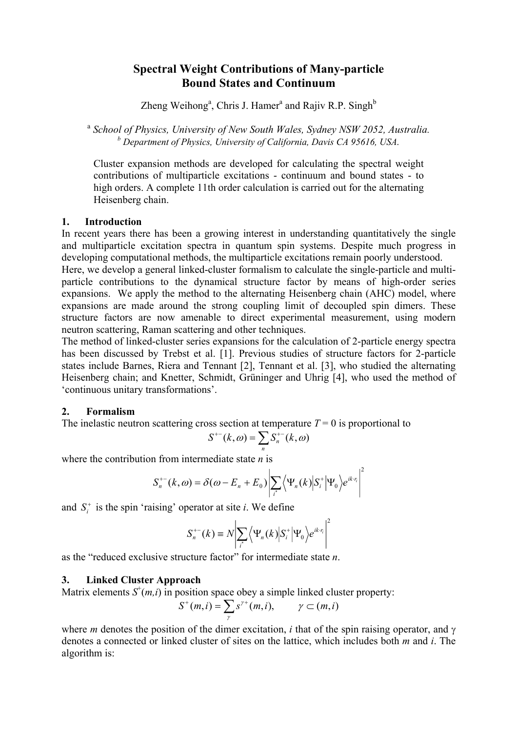# Spectral Weight Contributions of Many-particle Bound States and Continuum

Zheng Weihong[a], Chris J. Hamer[a] and Rajiv R.P. Singh[b]

[a] *School of Physics, University of New South Wales, Sydney NSW 2052, Australia.*
[b] *Department of Physics, University of California, Davis CA 95616, USA.*

Cluster expansion methods are developed for calculating the spectral weight contributions of multiparticle excitations - continuum and bound states - to high orders. A complete 11th order calculation is carried out for the alternating Heisenberg chain.

## 1. Introduction

In recent years there has been a growing interest in understanding quantitatively the single and multiparticle excitation spectra in quantum spin systems. Despite much progress in developing computational methods, the multiparticle excitations remain poorly understood.

Here, we develop a general linked-cluster formalism to calculate the single-particle and multi-particle contributions to the dynamical structure factor by means of high-order series expansions. We apply the method to the alternating Heisenberg chain (AHC) model, where expansions are made around the strong coupling limit of decoupled spin dimers. These structure factors are now amenable to direct experimental measurement, using modern neutron scattering, Raman scattering and other techniques.

The method of linked-cluster series expansions for the calculation of 2-particle energy spectra has been discussed by Trebst et al. [1]. Previous studies of structure factors for 2-particle states include Barnes, Riera and Tennant [2], Tennant et al. [3], who studied the alternating Heisenberg chain; and Knetter, Schmidt, Grüninger and Uhrig [4], who used the method of 'continuous unitary transformations'.

## 2. Formalism

The inelastic neutron scattering cross section at temperature $T = 0$ is proportional to

$$S^{+-}(k,\omega) = \sum_n S_n^{+-}(k,\omega)$$

where the contribution from intermediate state $n$ is

$$S_n^{+-}(k,\omega) = \delta(\omega - E_n + E_0)\left|\sum_{i^*}\left\langle \Psi_n(k)\right|S_i^+\left|\Psi_0\right\rangle e^{ik\cdot r_i}\right|^2$$

and $S_i^+$ is the spin 'raising' operator at site *i*. We define

$$S_n^{+-}(k) \equiv N\left|\sum_{i^*}\left\langle \Psi_n(k)\right|S_i^+\left|\Psi_0\right\rangle e^{ik\cdot r_i}\right|^2$$

as the "reduced exclusive structure factor" for intermediate state *n*.

## 3. Linked Cluster Approach

Matrix elements $S^+(m,i)$ in position space obey a simple linked cluster property:

$$S^+(m,i) = \sum_{\gamma} s^{\gamma+}(m,i), \qquad \gamma \subset (m,i)$$

where *m* denotes the position of the dimer excitation, *i* that of the spin raising operator, and $\gamma$ denotes a connected or linked cluster of sites on the lattice, which includes both *m* and *i*. The algorithm is: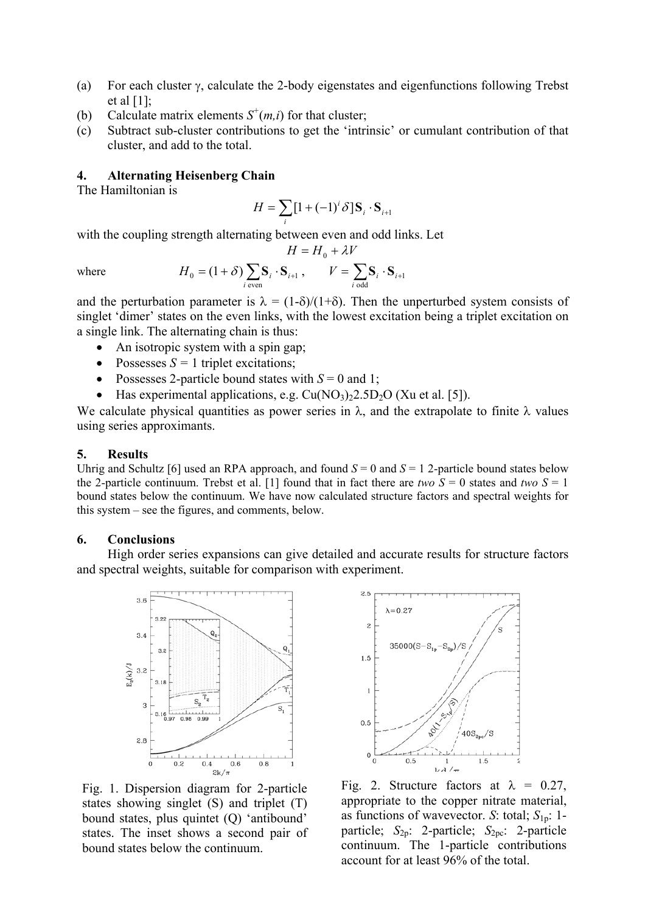(a) For each cluster γ, calculate the 2-body eigenstates and eigenfunctions following Trebst et al [1];
(b) Calculate matrix elements $S^{+}(m,i)$ for that cluster;
(c) Subtract sub-cluster contributions to get the 'intrinsic' or cumulant contribution of that cluster, and add to the total.

## 4. Alternating Heisenberg Chain

The Hamiltonian is

$$H = \sum_i [1 + (-1)^i \delta] \mathbf{S}_i \cdot \mathbf{S}_{i+1}$$

with the coupling strength alternating between even and odd links. Let

$$H = H_0 + \lambda V$$

where

$$H_0 = (1+\delta) \sum_{i \text{ even}} \mathbf{S}_i \cdot \mathbf{S}_{i+1}, \qquad V = \sum_{i \text{ odd}} \mathbf{S}_i \cdot \mathbf{S}_{i+1}$$

and the perturbation parameter is $\lambda = (1-\delta)/(1+\delta)$. Then the unperturbed system consists of singlet 'dimer' states on the even links, with the lowest excitation being a triplet excitation on a single link. The alternating chain is thus:

- An isotropic system with a spin gap;
- Possesses $S = 1$ triplet excitations;
- Possesses 2-particle bound states with $S = 0$ and 1;
- Has experimental applications, e.g. $Cu(NO_3)_2 2.5D_2O$ (Xu et al. [5]).

We calculate physical quantities as power series in λ, and the extrapolate to finite λ values using series approximants.

## 5. Results

Uhrig and Schultz [6] used an RPA approach, and found $S = 0$ and $S = 1$ 2-particle bound states below the 2-particle continuum. Trebst et al. [1] found that in fact there are *two* $S = 0$ states and *two* $S = 1$ bound states below the continuum. We have now calculated structure factors and spectral weights for this system – see the figures, and comments, below.

## 6. Conclusions

High order series expansions can give detailed and accurate results for structure factors and spectral weights, suitable for comparison with experiment.

Fig. 1. Dispersion diagram for 2-particle states showing singlet (S) and triplet (T) bound states, plus quintet (Q) 'antibound' states. The inset shows a second pair of bound states below the continuum.

Fig. 2. Structure factors at $\lambda = 0.27$, appropriate to the copper nitrate material, as functions of wavevector. $S$: total; $S_{1p}$: 1-particle; $S_{2p}$: 2-particle; $S_{2pc}$: 2-particle continuum. The 1-particle contributions account for at least 96% of the total.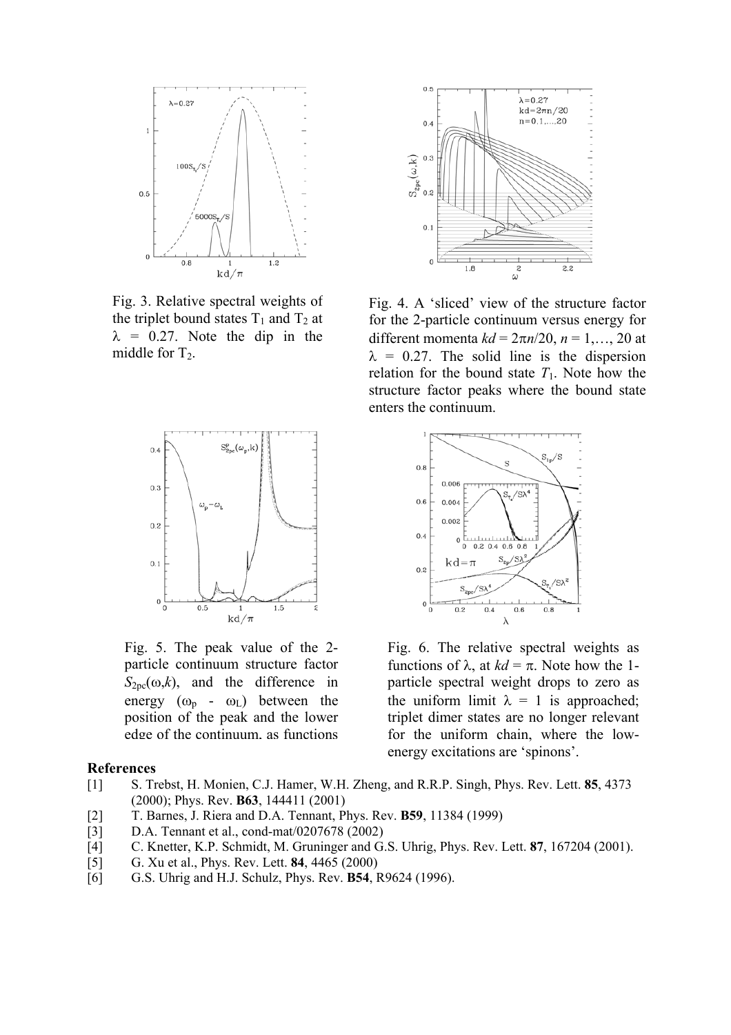λ=0.27

100$S_{T_1}$/S

5000$S_{T_2}$/S

0.8 1 1.2

kd/π

0 0.5 1

Fig. 3. Relative spectral weights of the triplet bound states $T_1$ and $T_2$ at $\lambda$ = 0.27. Note the dip in the middle for $T_2$.

λ=0.27
kd=2πn/20
n=0,1,...,20

$S_{2pc}(\omega,k)$

1.8 2 2.2

ω

0 0.1 0.2 0.3 0.4 0.5

Fig. 4. A 'sliced' view of the structure factor for the 2-particle continuum versus energy for different momenta $kd = 2\pi n/20$, $n = 1,\ldots, 20$ at $\lambda$ = 0.27. The solid line is the dispersion relation for the bound state $T_1$. Note how the structure factor peaks where the bound state enters the continuum.

$S^p_{2pc}(\omega_p,k)$

$\omega_p - \omega_L$

0 0.5 1 1.5 2

kd/π

0 0.1 0.2 0.3 0.4

Fig. 5. The peak value of the 2-particle continuum structure factor $S_{2pc}(\omega,k)$, and the difference in energy ($\omega_p$ - $\omega_L$) between the position of the peak and the lower edge of the continuum, as functions

S

$S_{1p}$/S

$S_{T_2}/S\lambda^4$

kd=π

$S_{2p}/S\lambda^2$

$S_{T_1}/S\lambda^2$

$S_{2pc}/S\lambda^4$

0 0.002 0.004 0.006

0 0.2 0.4 0.6 0.8 1

λ

0 0.2 0.4 0.6 0.8 1

Fig. 6. The relative spectral weights as functions of $\lambda$, at $kd = \pi$. Note how the 1-particle spectral weight drops to zero as the uniform limit $\lambda$ = 1 is approached; triplet dimer states are no longer relevant for the uniform chain, where the low-energy excitations are 'spinons'.

## References

[1] S. Trebst, H. Monien, C.J. Hamer, W.H. Zheng, and R.R.P. Singh, Phys. Rev. Lett. **85**, 4373 (2000); Phys. Rev. **B63**, 144411 (2001)

[2] T. Barnes, J. Riera and D.A. Tennant, Phys. Rev. **B59**, 11384 (1999)

[3] D.A. Tennant et al., cond-mat/0207678 (2002)

[4] C. Knetter, K.P. Schmidt, M. Gruninger and G.S. Uhrig, Phys. Rev. Lett. **87**, 167204 (2001).

[5] G. Xu et al., Phys. Rev. Lett. **84**, 4465 (2000)

[6] G.S. Uhrig and H.J. Schulz, Phys. Rev. **B54**, R9624 (1996).